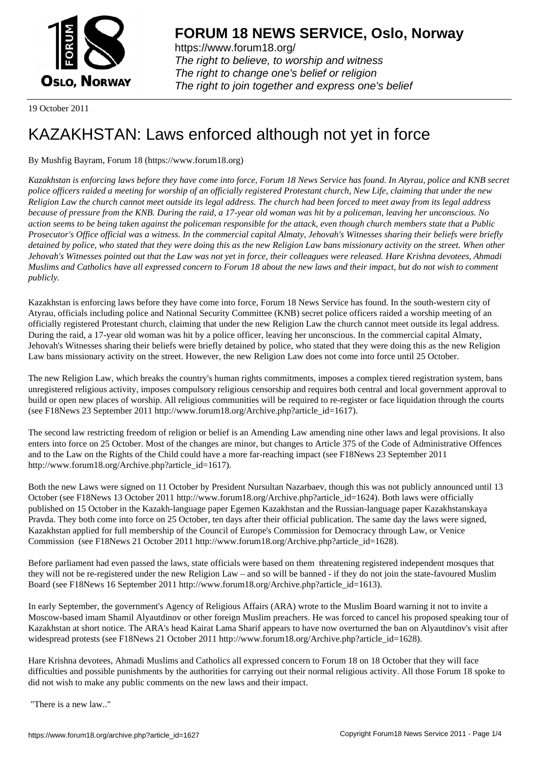# FORUM 18 NEWS SERVICE, Oslo, Norway

https://www.forum18.org/
*The right to believe, to worship and witness*
*The right to change one's belief or religion*
*The right to join together and express one's belief*

19 October 2011

# KAZAKHSTAN: Laws enforced although not yet in force

By Mushfig Bayram, Forum 18 (https://www.forum18.org)

*Kazakhstan is enforcing laws before they have come into force, Forum 18 News Service has found. In Atyrau, police and KNB secret police officers raided a meeting for worship of an officially registered Protestant church, New Life, claiming that under the new Religion Law the church cannot meet outside its legal address. The church had been forced to meet away from its legal address because of pressure from the KNB. During the raid, a 17-year old woman was hit by a policeman, leaving her unconscious. No action seems to be being taken against the policeman responsible for the attack, even though church members state that a Public Prosecutor's Office official was a witness. In the commercial capital Almaty, Jehovah's Witnesses sharing their beliefs were briefly detained by police, who stated that they were doing this as the new Religion Law bans missionary activity on the street. When other Jehovah's Witnesses pointed out that the Law was not yet in force, their colleagues were released. Hare Krishna devotees, Ahmadi Muslims and Catholics have all expressed concern to Forum 18 about the new laws and their impact, but do not wish to comment publicly.*

Kazakhstan is enforcing laws before they have come into force, Forum 18 News Service has found. In the south-western city of Atyrau, officials including police and National Security Committee (KNB) secret police officers raided a worship meeting of an officially registered Protestant church, claiming that under the new Religion Law the church cannot meet outside its legal address. During the raid, a 17-year old woman was hit by a police officer, leaving her unconscious. In the commercial capital Almaty, Jehovah's Witnesses sharing their beliefs were briefly detained by police, who stated that they were doing this as the new Religion Law bans missionary activity on the street. However, the new Religion Law does not come into force until 25 October.

The new Religion Law, which breaks the country's human rights commitments, imposes a complex tiered registration system, bans unregistered religious activity, imposes compulsory religious censorship and requires both central and local government approval to build or open new places of worship. All religious communities will be required to re-register or face liquidation through the courts (see F18News 23 September 2011 http://www.forum18.org/Archive.php?article_id=1617).

The second law restricting freedom of religion or belief is an Amending Law amending nine other laws and legal provisions. It also enters into force on 25 October. Most of the changes are minor, but changes to Article 375 of the Code of Administrative Offences and to the Law on the Rights of the Child could have a more far-reaching impact (see F18News 23 September 2011 http://www.forum18.org/Archive.php?article_id=1617).

Both the new Laws were signed on 11 October by President Nursultan Nazarbaev, though this was not publicly announced until 13 October (see F18News 13 October 2011 http://www.forum18.org/Archive.php?article_id=1624). Both laws were officially published on 15 October in the Kazakh-language paper Egemen Kazakhstan and the Russian-language paper Kazakhstanskaya Pravda. They both come into force on 25 October, ten days after their official publication. The same day the laws were signed, Kazakhstan applied for full membership of the Council of Europe's Commission for Democracy through Law, or Venice Commission (see F18News 21 October 2011 http://www.forum18.org/Archive.php?article_id=1628).

Before parliament had even passed the laws, state officials were based on them threatening registered independent mosques that they will not be re-registered under the new Religion Law – and so will be banned - if they do not join the state-favoured Muslim Board (see F18News 16 September 2011 http://www.forum18.org/Archive.php?article_id=1613).

In early September, the government's Agency of Religious Affairs (ARA) wrote to the Muslim Board warning it not to invite a Moscow-based imam Shamil Alyautdinov or other foreign Muslim preachers. He was forced to cancel his proposed speaking tour of Kazakhstan at short notice. The ARA's head Kairat Lama Sharif appears to have now overturned the ban on Alyautdinov's visit after widespread protests (see F18News 21 October 2011 http://www.forum18.org/Archive.php?article_id=1628).

Hare Krishna devotees, Ahmadi Muslims and Catholics all expressed concern to Forum 18 on 18 October that they will face difficulties and possible punishments by the authorities for carrying out their normal religious activity. All those Forum 18 spoke to did not wish to make any public comments on the new laws and their impact.

"There is a new law.."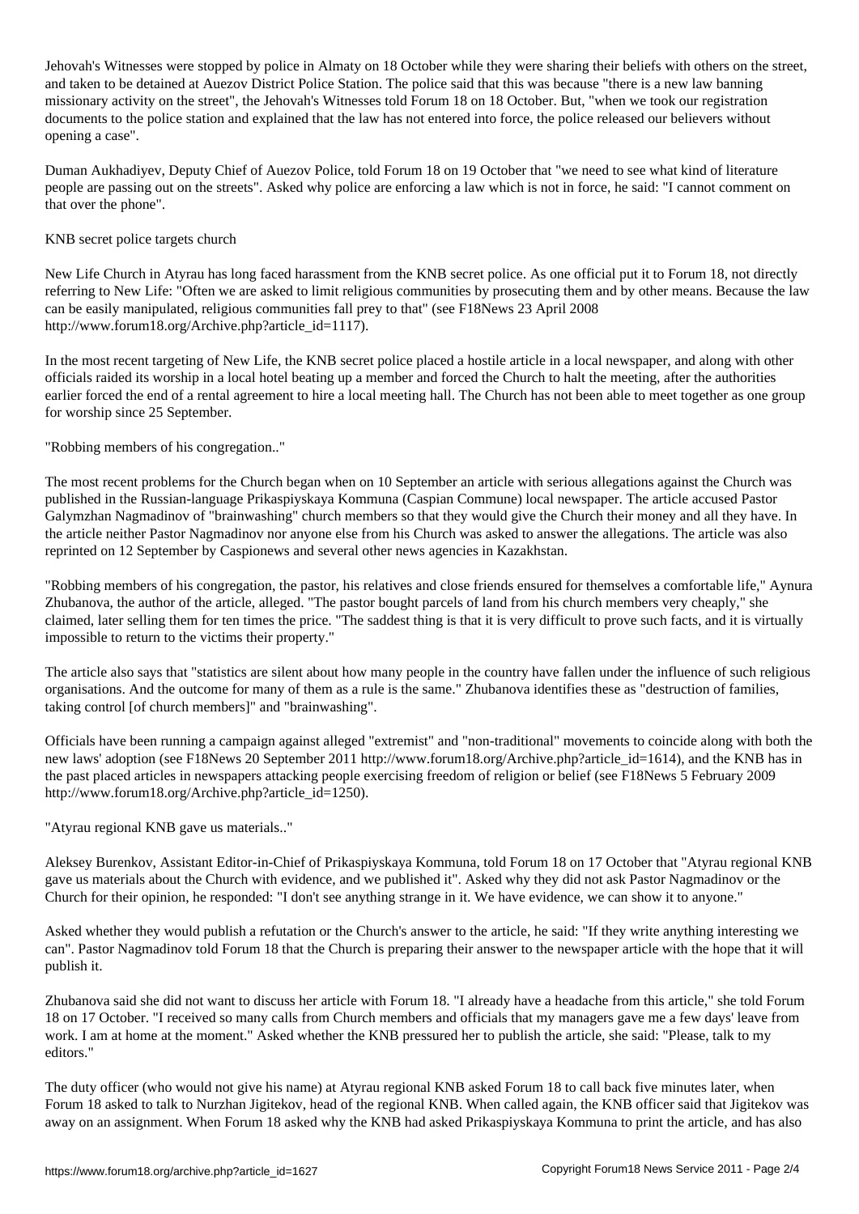Jehovah's Witnesses were stopped by police in Almaty on 18 October while they were sharing their beliefs with others on the street, and taken to be detained at Auezov District Police Station. The police said that this was because "there is a new law banning missionary activity on the street", the Jehovah's Witnesses told Forum 18 on 18 October. But, "when we took our registration documents to the police station and explained that the law has not entered into force, the police released our believers without opening a case".

Duman Aukhadiyev, Deputy Chief of Auezov Police, told Forum 18 on 19 October that "we need to see what kind of literature people are passing out on the streets". Asked why police are enforcing a law which is not in force, he said: "I cannot comment on that over the phone".

## KNB secret police targets church

New Life Church in Atyrau has long faced harassment from the KNB secret police. As one official put it to Forum 18, not directly referring to New Life: "Often we are asked to limit religious communities by prosecuting them and by other means. Because the law can be easily manipulated, religious communities fall prey to that" (see F18News 23 April 2008 http://www.forum18.org/Archive.php?article_id=1117).

In the most recent targeting of New Life, the KNB secret police placed a hostile article in a local newspaper, and along with other officials raided its worship in a local hotel beating up a member and forced the Church to halt the meeting, after the authorities earlier forced the end of a rental agreement to hire a local meeting hall. The Church has not been able to meet together as one group for worship since 25 September.

## "Robbing members of his congregation.."

The most recent problems for the Church began when on 10 September an article with serious allegations against the Church was published in the Russian-language Prikaspiyskaya Kommuna (Caspian Commune) local newspaper. The article accused Pastor Galymzhan Nagmadinov of "brainwashing" church members so that they would give the Church their money and all they have. In the article neither Pastor Nagmadinov nor anyone else from his Church was asked to answer the allegations. The article was also reprinted on 12 September by Caspionews and several other news agencies in Kazakhstan.

"Robbing members of his congregation, the pastor, his relatives and close friends ensured for themselves a comfortable life," Aynura Zhubanova, the author of the article, alleged. "The pastor bought parcels of land from his church members very cheaply," she claimed, later selling them for ten times the price. "The saddest thing is that it is very difficult to prove such facts, and it is virtually impossible to return to the victims their property."

The article also says that "statistics are silent about how many people in the country have fallen under the influence of such religious organisations. And the outcome for many of them as a rule is the same." Zhubanova identifies these as "destruction of families, taking control [of church members]" and "brainwashing".

Officials have been running a campaign against alleged "extremist" and "non-traditional" movements to coincide along with both the new laws' adoption (see F18News 20 September 2011 http://www.forum18.org/Archive.php?article_id=1614), and the KNB has in the past placed articles in newspapers attacking people exercising freedom of religion or belief (see F18News 5 February 2009 http://www.forum18.org/Archive.php?article_id=1250).

## "Atyrau regional KNB gave us materials.."

Aleksey Burenkov, Assistant Editor-in-Chief of Prikaspiyskaya Kommuna, told Forum 18 on 17 October that "Atyrau regional KNB gave us materials about the Church with evidence, and we published it". Asked why they did not ask Pastor Nagmadinov or the Church for their opinion, he responded: "I don't see anything strange in it. We have evidence, we can show it to anyone."

Asked whether they would publish a refutation or the Church's answer to the article, he said: "If they write anything interesting we can". Pastor Nagmadinov told Forum 18 that the Church is preparing their answer to the newspaper article with the hope that it will publish it.

Zhubanova said she did not want to discuss her article with Forum 18. "I already have a headache from this article," she told Forum 18 on 17 October. "I received so many calls from Church members and officials that my managers gave me a few days' leave from work. I am at home at the moment." Asked whether the KNB pressured her to publish the article, she said: "Please, talk to my editors."

The duty officer (who would not give his name) at Atyrau regional KNB asked Forum 18 to call back five minutes later, when Forum 18 asked to talk to Nurzhan Jigitekov, head of the regional KNB. When called again, the KNB officer said that Jigitekov was away on an assignment. When Forum 18 asked why the KNB had asked Prikaspiyskaya Kommuna to print the article, and has also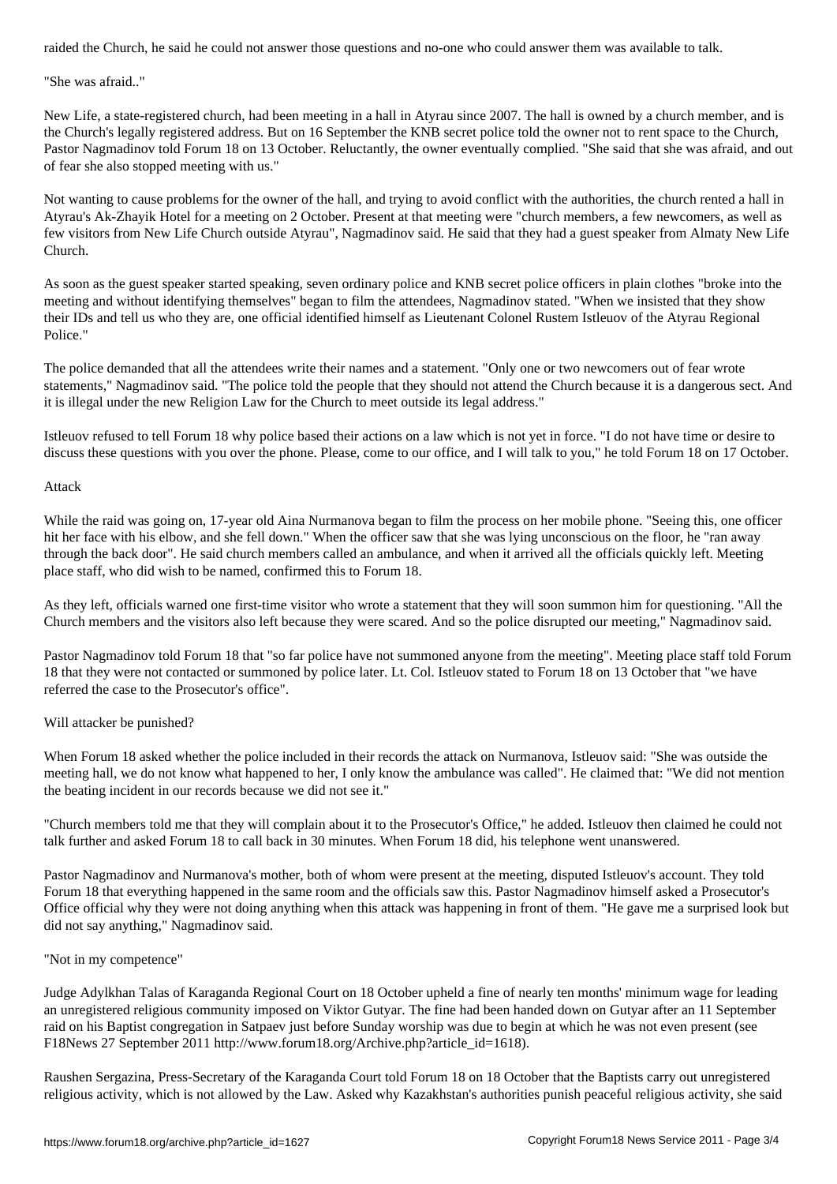raided the Church, he said he could not answer those questions and no-one who could answer them was available to talk.

## "She was afraid.."

New Life, a state-registered church, had been meeting in a hall in Atyrau since 2007. The hall is owned by a church member, and is the Church's legally registered address. But on 16 September the KNB secret police told the owner not to rent space to the Church, Pastor Nagmadinov told Forum 18 on 13 October. Reluctantly, the owner eventually complied. "She said that she was afraid, and out of fear she also stopped meeting with us."

Not wanting to cause problems for the owner of the hall, and trying to avoid conflict with the authorities, the church rented a hall in Atyrau's Ak-Zhayik Hotel for a meeting on 2 October. Present at that meeting were "church members, a few newcomers, as well as few visitors from New Life Church outside Atyrau", Nagmadinov said. He said that they had a guest speaker from Almaty New Life Church.

As soon as the guest speaker started speaking, seven ordinary police and KNB secret police officers in plain clothes "broke into the meeting and without identifying themselves" began to film the attendees, Nagmadinov stated. "When we insisted that they show their IDs and tell us who they are, one official identified himself as Lieutenant Colonel Rustem Istleuov of the Atyrau Regional Police."

The police demanded that all the attendees write their names and a statement. "Only one or two newcomers out of fear wrote statements," Nagmadinov said. "The police told the people that they should not attend the Church because it is a dangerous sect. And it is illegal under the new Religion Law for the Church to meet outside its legal address."

Istleuov refused to tell Forum 18 why police based their actions on a law which is not yet in force. "I do not have time or desire to discuss these questions with you over the phone. Please, come to our office, and I will talk to you," he told Forum 18 on 17 October.

## Attack

While the raid was going on, 17-year old Aina Nurmanova began to film the process on her mobile phone. "Seeing this, one officer hit her face with his elbow, and she fell down." When the officer saw that she was lying unconscious on the floor, he "ran away through the back door". He said church members called an ambulance, and when it arrived all the officials quickly left. Meeting place staff, who did wish to be named, confirmed this to Forum 18.

As they left, officials warned one first-time visitor who wrote a statement that they will soon summon him for questioning. "All the Church members and the visitors also left because they were scared. And so the police disrupted our meeting," Nagmadinov said.

Pastor Nagmadinov told Forum 18 that "so far police have not summoned anyone from the meeting". Meeting place staff told Forum 18 that they were not contacted or summoned by police later. Lt. Col. Istleuov stated to Forum 18 on 13 October that "we have referred the case to the Prosecutor's office".

## Will attacker be punished?

When Forum 18 asked whether the police included in their records the attack on Nurmanova, Istleuov said: "She was outside the meeting hall, we do not know what happened to her, I only know the ambulance was called". He claimed that: "We did not mention the beating incident in our records because we did not see it."

"Church members told me that they will complain about it to the Prosecutor's Office," he added. Istleuov then claimed he could not talk further and asked Forum 18 to call back in 30 minutes. When Forum 18 did, his telephone went unanswered.

Pastor Nagmadinov and Nurmanova's mother, both of whom were present at the meeting, disputed Istleuov's account. They told Forum 18 that everything happened in the same room and the officials saw this. Pastor Nagmadinov himself asked a Prosecutor's Office official why they were not doing anything when this attack was happening in front of them. "He gave me a surprised look but did not say anything," Nagmadinov said.

## "Not in my competence"

Judge Adylkhan Talas of Karaganda Regional Court on 18 October upheld a fine of nearly ten months' minimum wage for leading an unregistered religious community imposed on Viktor Gutyar. The fine had been handed down on Gutyar after an 11 September raid on his Baptist congregation in Satpaev just before Sunday worship was due to begin at which he was not even present (see F18News 27 September 2011 http://www.forum18.org/Archive.php?article_id=1618).

Raushen Sergazina, Press-Secretary of the Karaganda Court told Forum 18 on 18 October that the Baptists carry out unregistered religious activity, which is not allowed by the Law. Asked why Kazakhstan's authorities punish peaceful religious activity, she said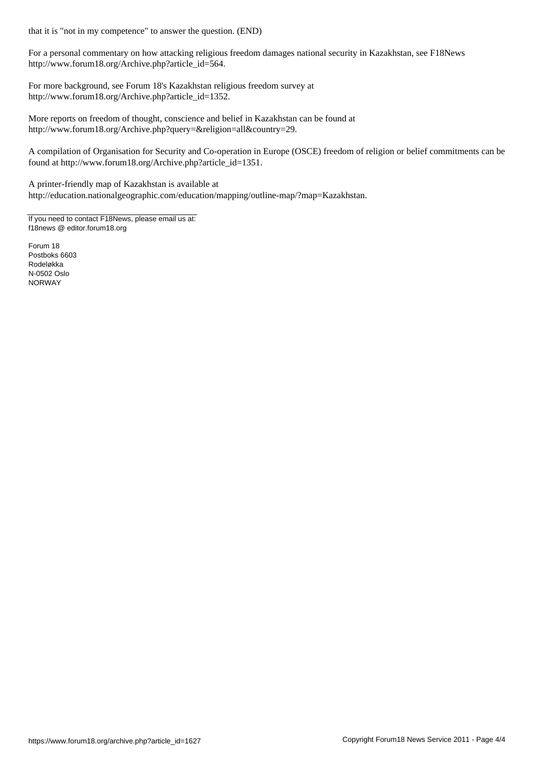that it is "not in my competence" to answer the question. (END)

For a personal commentary on how attacking religious freedom damages national security in Kazakhstan, see F18News http://www.forum18.org/Archive.php?article_id=564.

For more background, see Forum 18's Kazakhstan religious freedom survey at http://www.forum18.org/Archive.php?article_id=1352.

More reports on freedom of thought, conscience and belief in Kazakhstan can be found at http://www.forum18.org/Archive.php?query=&religion=all&country=29.

A compilation of Organisation for Security and Co-operation in Europe (OSCE) freedom of religion or belief commitments can be found at http://www.forum18.org/Archive.php?article_id=1351.

A printer-friendly map of Kazakhstan is available at http://education.nationalgeographic.com/education/mapping/outline-map/?map=Kazakhstan.

---

If you need to contact F18News, please email us at:
f18news @ editor.forum18.org

Forum 18
Postboks 6603
Rodeløkka
N-0502 Oslo
NORWAY